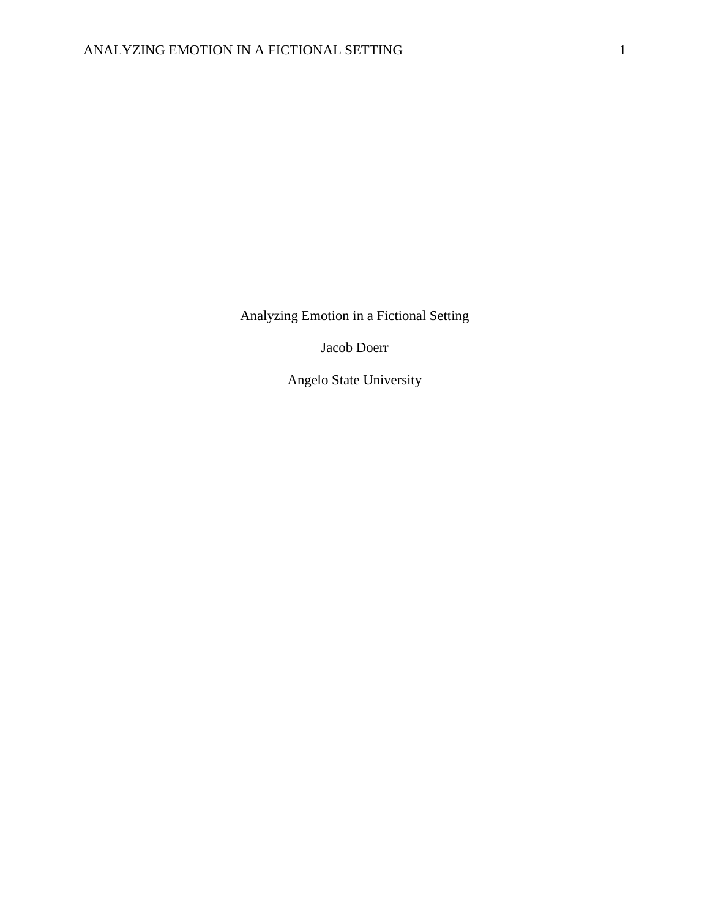# Analyzing Emotion in a Fictional Setting

Jacob Doerr

Angelo State University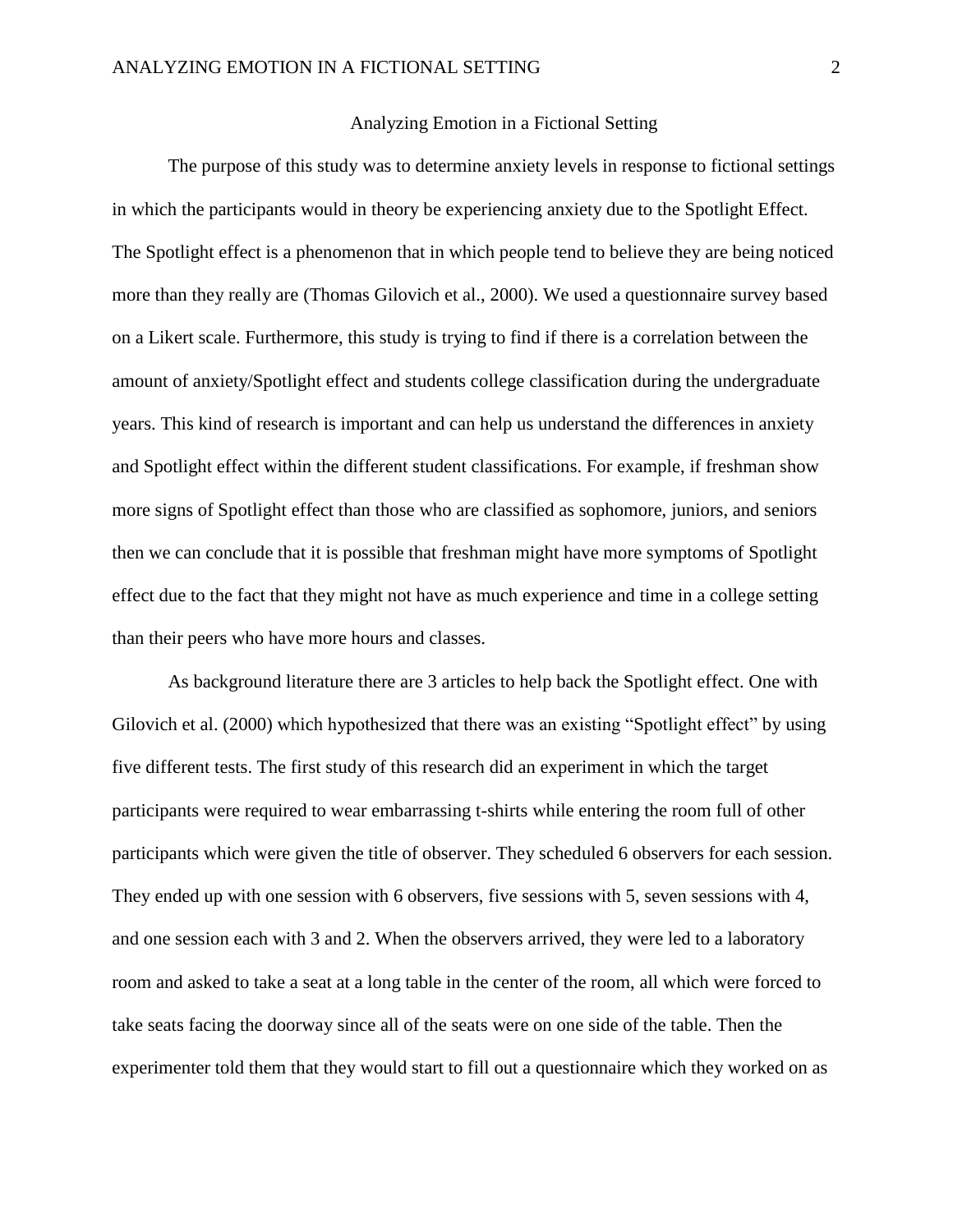# Analyzing Emotion in a Fictional Setting

The purpose of this study was to determine anxiety levels in response to fictional settings in which the participants would in theory be experiencing anxiety due to the Spotlight Effect. The Spotlight effect is a phenomenon that in which people tend to believe they are being noticed more than they really are (Thomas Gilovich et al., 2000). We used a questionnaire survey based on a Likert scale. Furthermore, this study is trying to find if there is a correlation between the amount of anxiety/Spotlight effect and students college classification during the undergraduate years. This kind of research is important and can help us understand the differences in anxiety and Spotlight effect within the different student classifications. For example, if freshman show more signs of Spotlight effect than those who are classified as sophomore, juniors, and seniors then we can conclude that it is possible that freshman might have more symptoms of Spotlight effect due to the fact that they might not have as much experience and time in a college setting than their peers who have more hours and classes.

As background literature there are 3 articles to help back the Spotlight effect. One with Gilovich et al. (2000) which hypothesized that there was an existing "Spotlight effect" by using five different tests. The first study of this research did an experiment in which the target participants were required to wear embarrassing t-shirts while entering the room full of other participants which were given the title of observer. They scheduled 6 observers for each session. They ended up with one session with 6 observers, five sessions with 5, seven sessions with 4, and one session each with 3 and 2. When the observers arrived, they were led to a laboratory room and asked to take a seat at a long table in the center of the room, all which were forced to take seats facing the doorway since all of the seats were on one side of the table. Then the experimenter told them that they would start to fill out a questionnaire which they worked on as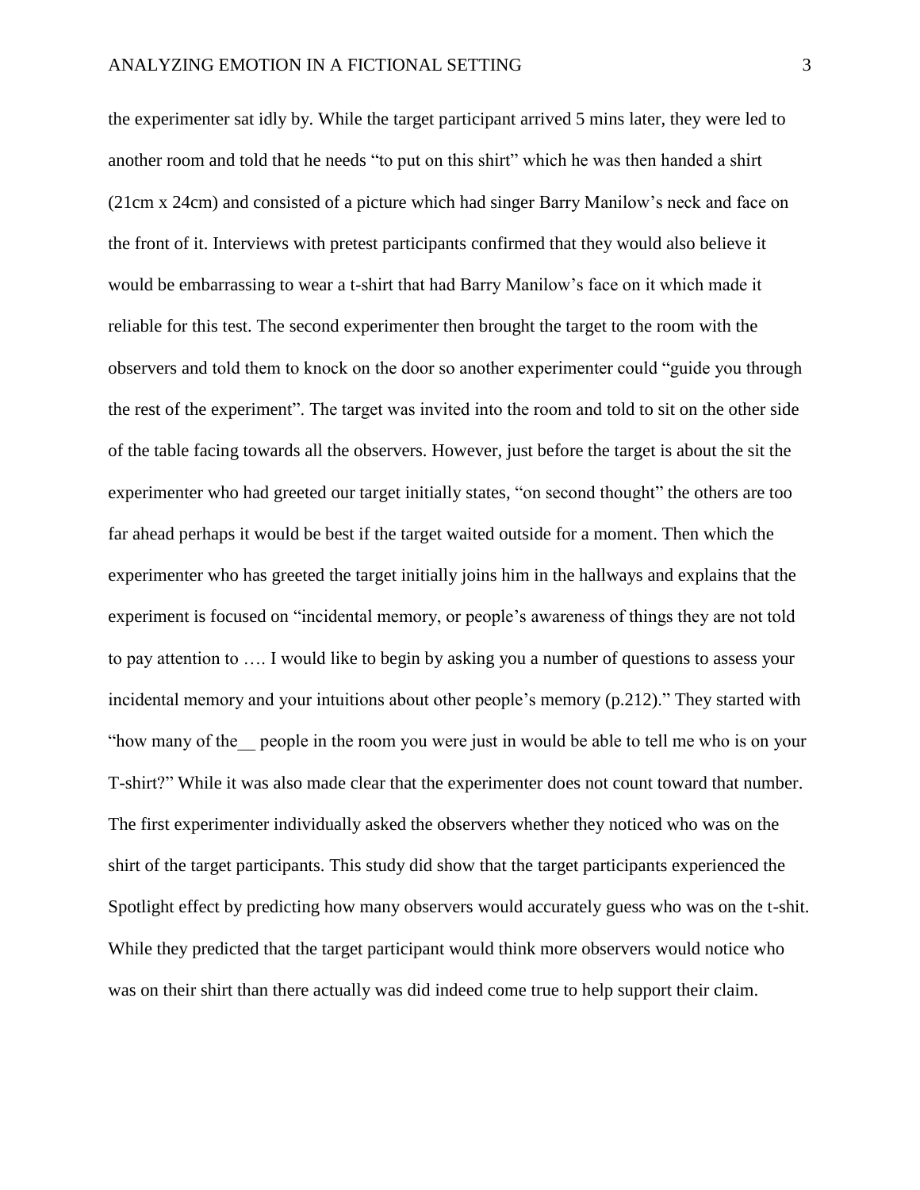the experimenter sat idly by. While the target participant arrived 5 mins later, they were led to another room and told that he needs "to put on this shirt" which he was then handed a shirt (21cm x 24cm) and consisted of a picture which had singer Barry Manilow's neck and face on the front of it. Interviews with pretest participants confirmed that they would also believe it would be embarrassing to wear a t-shirt that had Barry Manilow's face on it which made it reliable for this test. The second experimenter then brought the target to the room with the observers and told them to knock on the door so another experimenter could "guide you through the rest of the experiment". The target was invited into the room and told to sit on the other side of the table facing towards all the observers. However, just before the target is about the sit the experimenter who had greeted our target initially states, "on second thought" the others are too far ahead perhaps it would be best if the target waited outside for a moment. Then which the experimenter who has greeted the target initially joins him in the hallways and explains that the experiment is focused on "incidental memory, or people's awareness of things they are not told to pay attention to …. I would like to begin by asking you a number of questions to assess your incidental memory and your intuitions about other people's memory (p.212)." They started with "how many of the__ people in the room you were just in would be able to tell me who is on your T-shirt?" While it was also made clear that the experimenter does not count toward that number. The first experimenter individually asked the observers whether they noticed who was on the shirt of the target participants. This study did show that the target participants experienced the Spotlight effect by predicting how many observers would accurately guess who was on the t-shit. While they predicted that the target participant would think more observers would notice who was on their shirt than there actually was did indeed come true to help support their claim.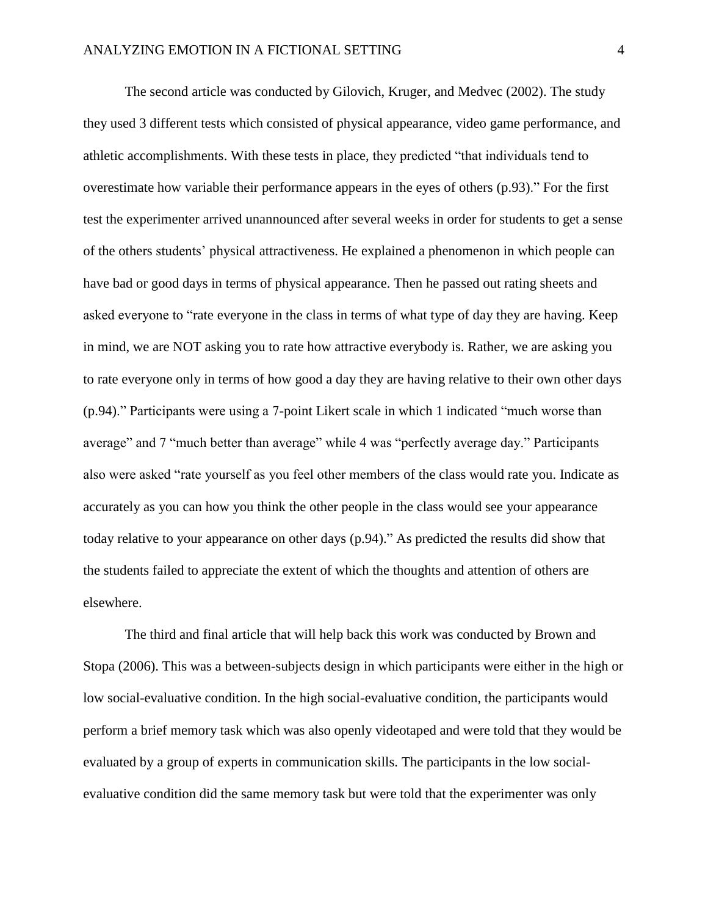The second article was conducted by Gilovich, Kruger, and Medvec (2002). The study they used 3 different tests which consisted of physical appearance, video game performance, and athletic accomplishments. With these tests in place, they predicted "that individuals tend to overestimate how variable their performance appears in the eyes of others (p.93)." For the first test the experimenter arrived unannounced after several weeks in order for students to get a sense of the others students' physical attractiveness. He explained a phenomenon in which people can have bad or good days in terms of physical appearance. Then he passed out rating sheets and asked everyone to "rate everyone in the class in terms of what type of day they are having. Keep in mind, we are NOT asking you to rate how attractive everybody is. Rather, we are asking you to rate everyone only in terms of how good a day they are having relative to their own other days (p.94)." Participants were using a 7-point Likert scale in which 1 indicated "much worse than average" and 7 "much better than average" while 4 was "perfectly average day." Participants also were asked "rate yourself as you feel other members of the class would rate you. Indicate as accurately as you can how you think the other people in the class would see your appearance today relative to your appearance on other days (p.94)." As predicted the results did show that the students failed to appreciate the extent of which the thoughts and attention of others are elsewhere.

The third and final article that will help back this work was conducted by Brown and Stopa (2006). This was a between-subjects design in which participants were either in the high or low social-evaluative condition. In the high social-evaluative condition, the participants would perform a brief memory task which was also openly videotaped and were told that they would be evaluated by a group of experts in communication skills. The participants in the low social-evaluative condition did the same memory task but were told that the experimenter was only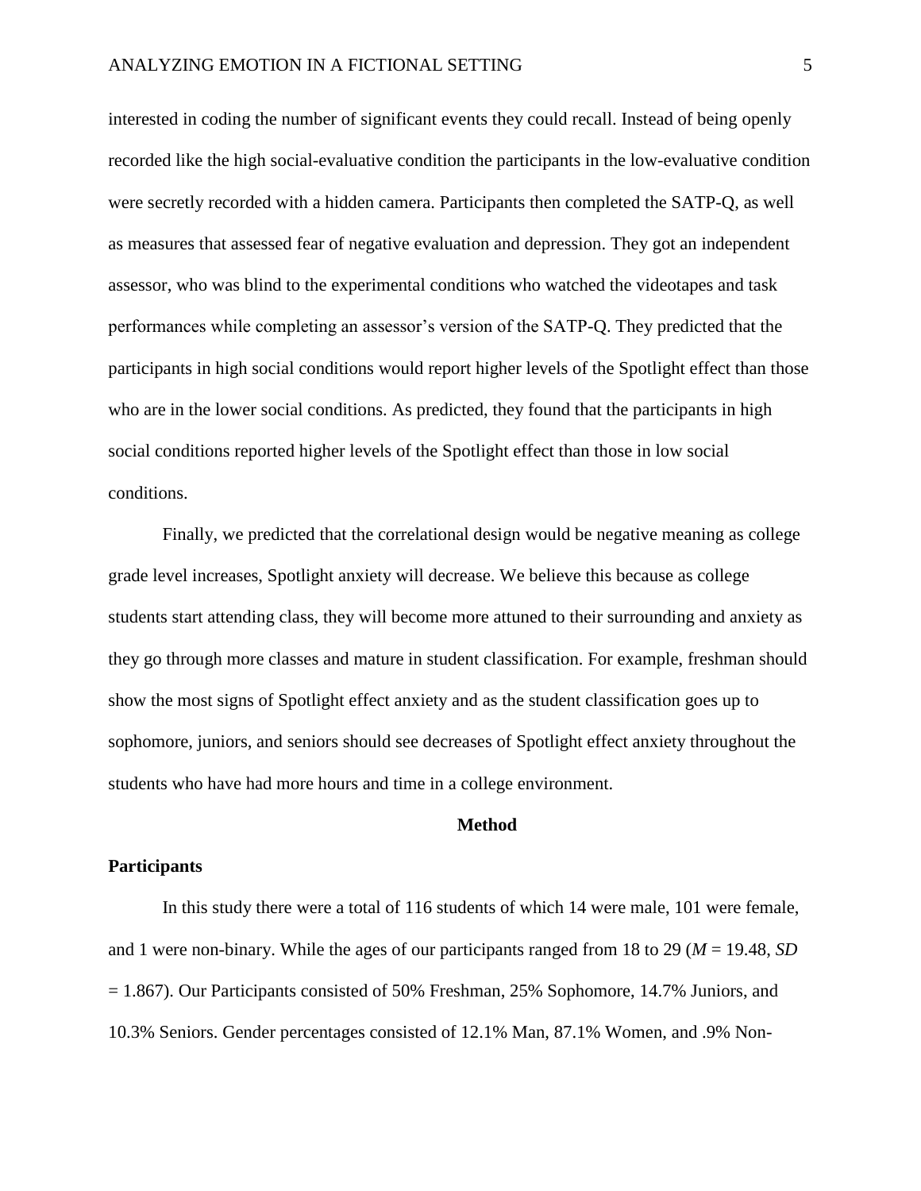interested in coding the number of significant events they could recall. Instead of being openly recorded like the high social-evaluative condition the participants in the low-evaluative condition were secretly recorded with a hidden camera. Participants then completed the SATP-Q, as well as measures that assessed fear of negative evaluation and depression. They got an independent assessor, who was blind to the experimental conditions who watched the videotapes and task performances while completing an assessor's version of the SATP-Q. They predicted that the participants in high social conditions would report higher levels of the Spotlight effect than those who are in the lower social conditions. As predicted, they found that the participants in high social conditions reported higher levels of the Spotlight effect than those in low social conditions.

Finally, we predicted that the correlational design would be negative meaning as college grade level increases, Spotlight anxiety will decrease. We believe this because as college students start attending class, they will become more attuned to their surrounding and anxiety as they go through more classes and mature in student classification. For example, freshman should show the most signs of Spotlight effect anxiety and as the student classification goes up to sophomore, juniors, and seniors should see decreases of Spotlight effect anxiety throughout the students who have had more hours and time in a college environment.

## Method

### Participants

In this study there were a total of 116 students of which 14 were male, 101 were female, and 1 were non-binary. While the ages of our participants ranged from 18 to 29 ($M$ = 19.48, $SD$ = 1.867). Our Participants consisted of 50% Freshman, 25% Sophomore, 14.7% Juniors, and 10.3% Seniors. Gender percentages consisted of 12.1% Man, 87.1% Women, and .9% Non-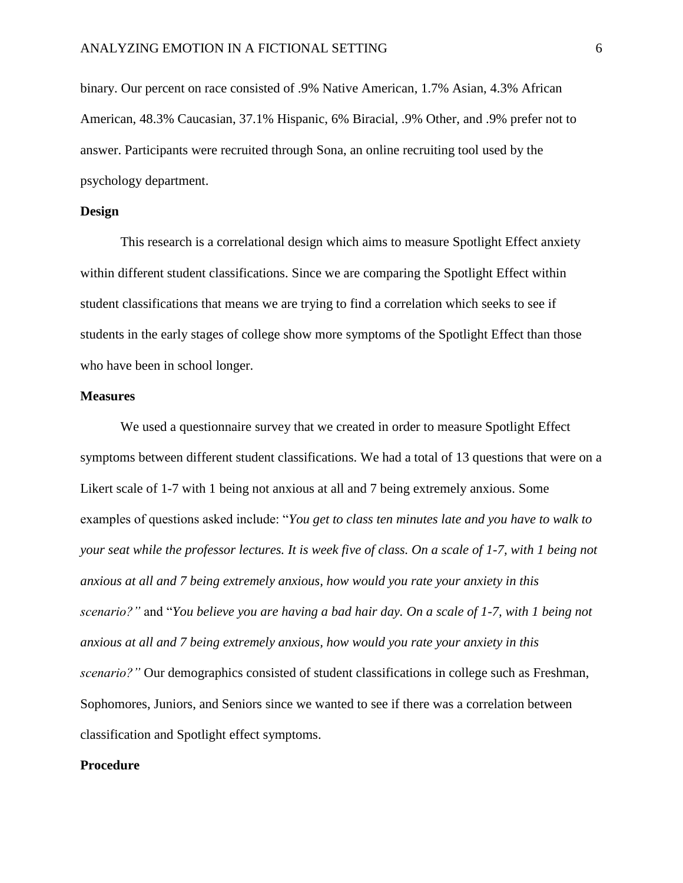binary. Our percent on race consisted of .9% Native American, 1.7% Asian, 4.3% African American, 48.3% Caucasian, 37.1% Hispanic, 6% Biracial, .9% Other, and .9% prefer not to answer. Participants were recruited through Sona, an online recruiting tool used by the psychology department.

**Design**

This research is a correlational design which aims to measure Spotlight Effect anxiety within different student classifications. Since we are comparing the Spotlight Effect within student classifications that means we are trying to find a correlation which seeks to see if students in the early stages of college show more symptoms of the Spotlight Effect than those who have been in school longer.

**Measures**

We used a questionnaire survey that we created in order to measure Spotlight Effect symptoms between different student classifications. We had a total of 13 questions that were on a Likert scale of 1-7 with 1 being not anxious at all and 7 being extremely anxious. Some examples of questions asked include: "*You get to class ten minutes late and you have to walk to your seat while the professor lectures. It is week five of class. On a scale of 1-7, with 1 being not anxious at all and 7 being extremely anxious, how would you rate your anxiety in this scenario?"* and "*You believe you are having a bad hair day. On a scale of 1-7, with 1 being not anxious at all and 7 being extremely anxious, how would you rate your anxiety in this scenario?"* Our demographics consisted of student classifications in college such as Freshman, Sophomores, Juniors, and Seniors since we wanted to see if there was a correlation between classification and Spotlight effect symptoms.

**Procedure**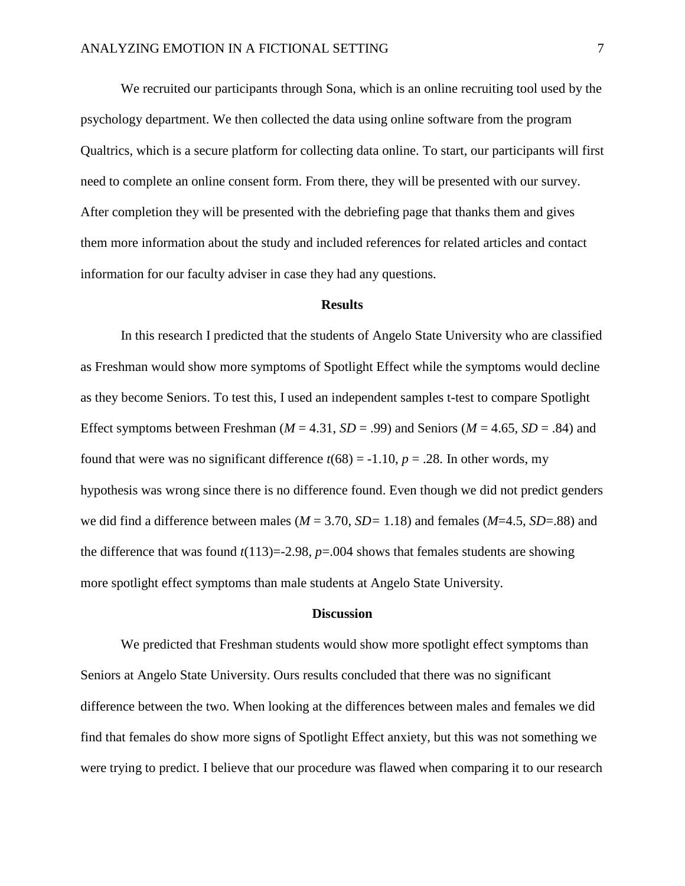We recruited our participants through Sona, which is an online recruiting tool used by the psychology department. We then collected the data using online software from the program Qualtrics, which is a secure platform for collecting data online. To start, our participants will first need to complete an online consent form. From there, they will be presented with our survey. After completion they will be presented with the debriefing page that thanks them and gives them more information about the study and included references for related articles and contact information for our faculty adviser in case they had any questions.

## Results

In this research I predicted that the students of Angelo State University who are classified as Freshman would show more symptoms of Spotlight Effect while the symptoms would decline as they become Seniors. To test this, I used an independent samples t-test to compare Spotlight Effect symptoms between Freshman ($M$ = 4.31, $SD$ = .99) and Seniors ($M$ = 4.65, $SD$ = .84) and found that were was no significant difference $t(68)$ = -1.10, $p$ = .28. In other words, my hypothesis was wrong since there is no difference found. Even though we did not predict genders we did find a difference between males ($M$ = 3.70, $SD$= 1.18) and females ($M$=4.5, $SD$=.88) and the difference that was found $t(113)$=-2.98, $p$=.004 shows that females students are showing more spotlight effect symptoms than male students at Angelo State University.

## Discussion

We predicted that Freshman students would show more spotlight effect symptoms than Seniors at Angelo State University. Ours results concluded that there was no significant difference between the two. When looking at the differences between males and females we did find that females do show more signs of Spotlight Effect anxiety, but this was not something we were trying to predict. I believe that our procedure was flawed when comparing it to our research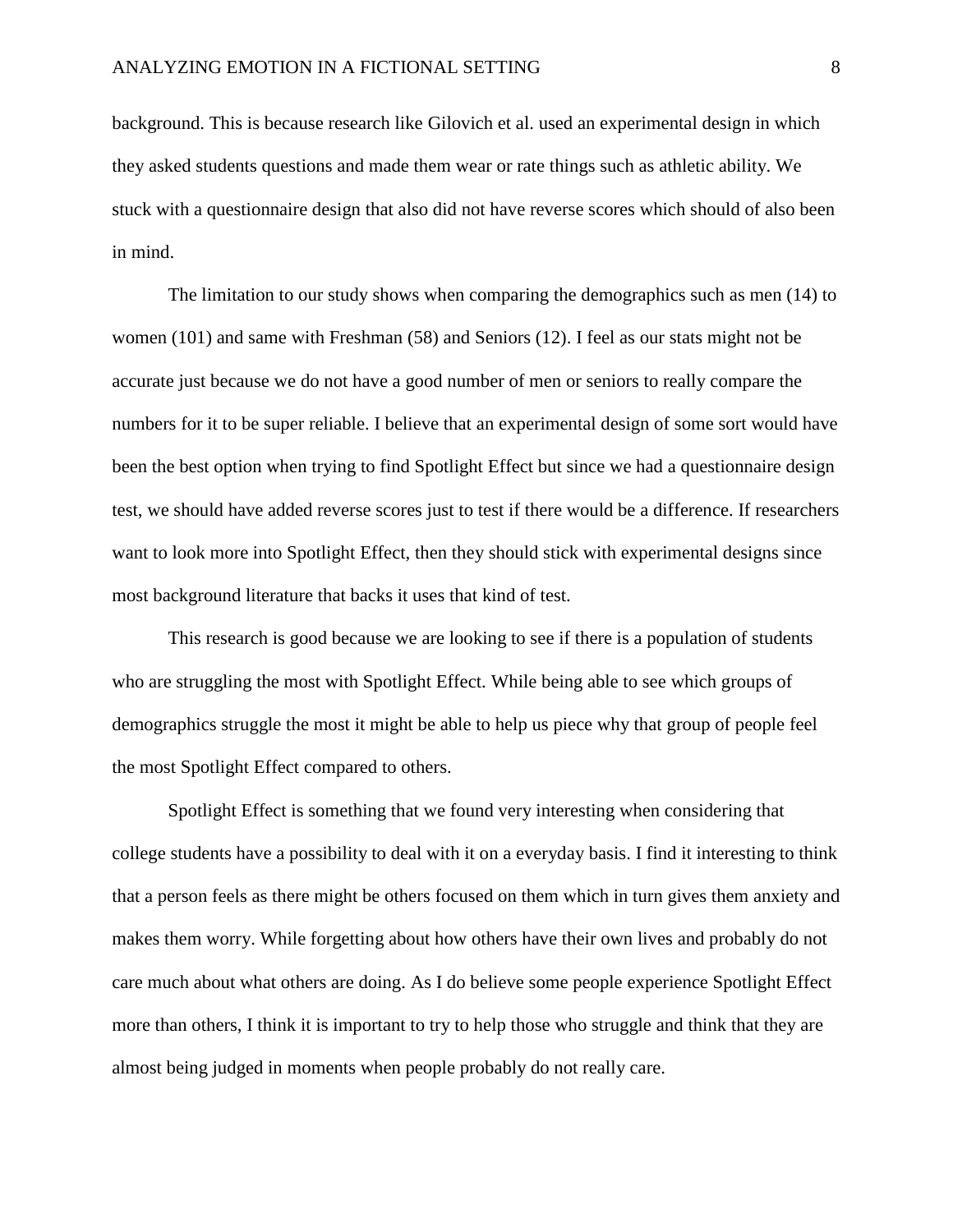background. This is because research like Gilovich et al. used an experimental design in which they asked students questions and made them wear or rate things such as athletic ability. We stuck with a questionnaire design that also did not have reverse scores which should of also been in mind.

The limitation to our study shows when comparing the demographics such as men (14) to women (101) and same with Freshman (58) and Seniors (12). I feel as our stats might not be accurate just because we do not have a good number of men or seniors to really compare the numbers for it to be super reliable. I believe that an experimental design of some sort would have been the best option when trying to find Spotlight Effect but since we had a questionnaire design test, we should have added reverse scores just to test if there would be a difference. If researchers want to look more into Spotlight Effect, then they should stick with experimental designs since most background literature that backs it uses that kind of test.

This research is good because we are looking to see if there is a population of students who are struggling the most with Spotlight Effect. While being able to see which groups of demographics struggle the most it might be able to help us piece why that group of people feel the most Spotlight Effect compared to others.

Spotlight Effect is something that we found very interesting when considering that college students have a possibility to deal with it on a everyday basis. I find it interesting to think that a person feels as there might be others focused on them which in turn gives them anxiety and makes them worry. While forgetting about how others have their own lives and probably do not care much about what others are doing. As I do believe some people experience Spotlight Effect more than others, I think it is important to try to help those who struggle and think that they are almost being judged in moments when people probably do not really care.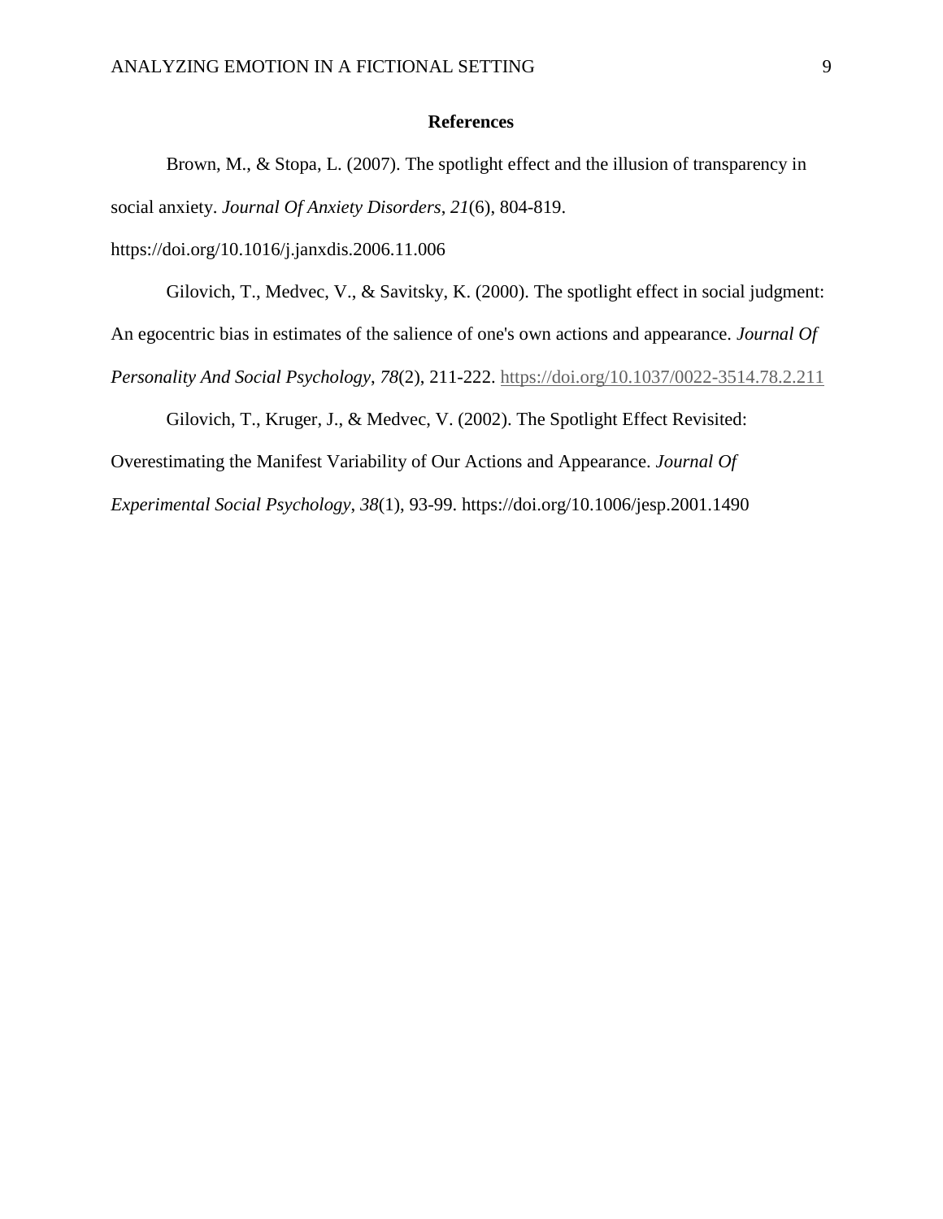# References

Brown, M., & Stopa, L. (2007). The spotlight effect and the illusion of transparency in social anxiety. *Journal Of Anxiety Disorders*, *21*(6), 804-819. https://doi.org/10.1016/j.janxdis.2006.11.006

Gilovich, T., Medvec, V., & Savitsky, K. (2000). The spotlight effect in social judgment: An egocentric bias in estimates of the salience of one's own actions and appearance. *Journal Of Personality And Social Psychology*, *78*(2), 211-222. https://doi.org/10.1037/0022-3514.78.2.211

Gilovich, T., Kruger, J., & Medvec, V. (2002). The Spotlight Effect Revisited: Overestimating the Manifest Variability of Our Actions and Appearance. *Journal Of Experimental Social Psychology*, *38*(1), 93-99. https://doi.org/10.1006/jesp.2001.1490